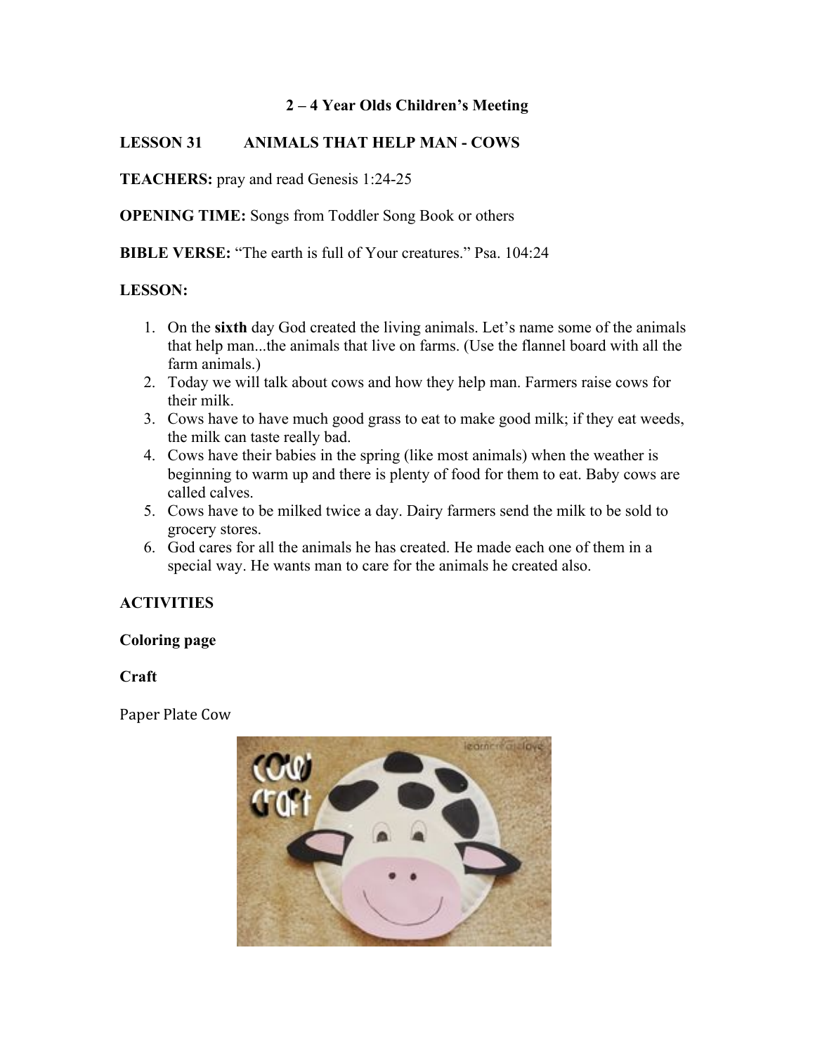# 2 – 4 Year Olds Children's Meeting

## LESSON 31 ANIMALS THAT HELP MAN - COWS

**TEACHERS:** pray and read Genesis 1:24-25

**OPENING TIME:** Songs from Toddler Song Book or others

**BIBLE VERSE:** "The earth is full of Your creatures." Psa. 104:24

**LESSON:**

1. On the **sixth** day God created the living animals. Let's name some of the animals that help man...the animals that live on farms. (Use the flannel board with all the farm animals.)
2. Today we will talk about cows and how they help man. Farmers raise cows for their milk.
3. Cows have to have much good grass to eat to make good milk; if they eat weeds, the milk can taste really bad.
4. Cows have their babies in the spring (like most animals) when the weather is beginning to warm up and there is plenty of food for them to eat. Baby cows are called calves.
5. Cows have to be milked twice a day. Dairy farmers send the milk to be sold to grocery stores.
6. God cares for all the animals he has created. He made each one of them in a special way. He wants man to care for the animals he created also.

**ACTIVITIES**

**Coloring page**

**Craft**

Paper Plate Cow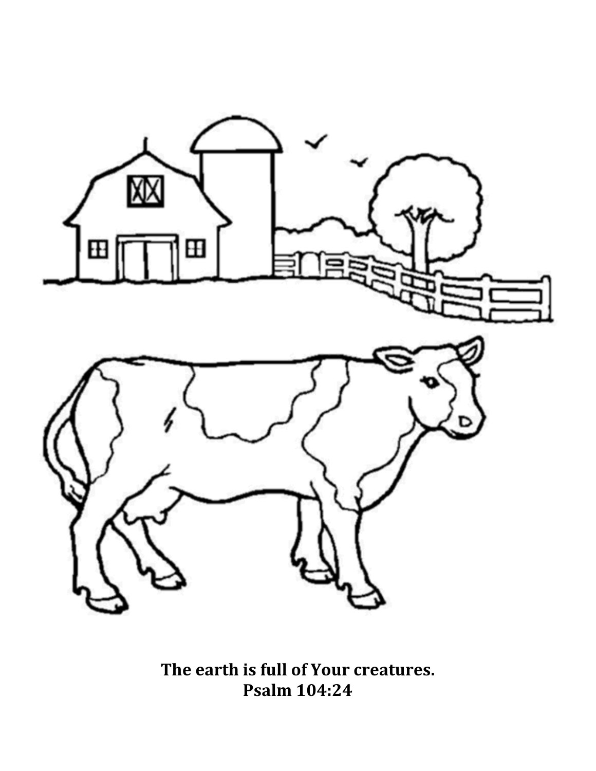**The earth is full of Your creatures.**
**Psalm 104:24**